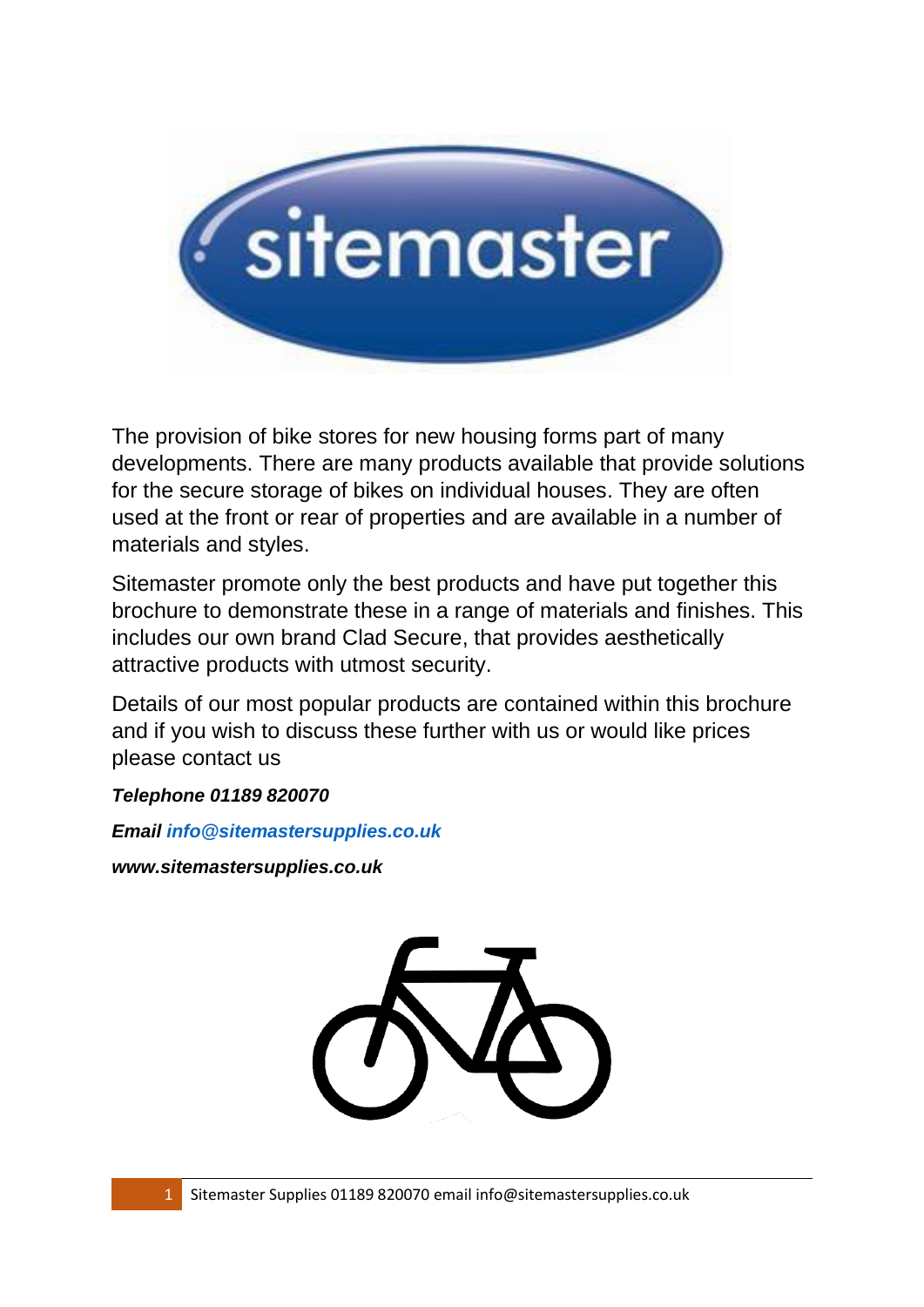sitemaster

The provision of bike stores for new housing forms part of many developments. There are many products available that provide solutions for the secure storage of bikes on individual houses. They are often used at the front or rear of properties and are available in a number of materials and styles.

Sitemaster promote only the best products and have put together this brochure to demonstrate these in a range of materials and finishes. This includes our own brand Clad Secure, that provides aesthetically attractive products with utmost security.

Details of our most popular products are contained within this brochure and if you wish to discuss these further with us or would like prices please contact us

***Telephone 01189 820070***

***Email info@sitemastersupplies.co.uk***

***www.sitemastersupplies.co.uk***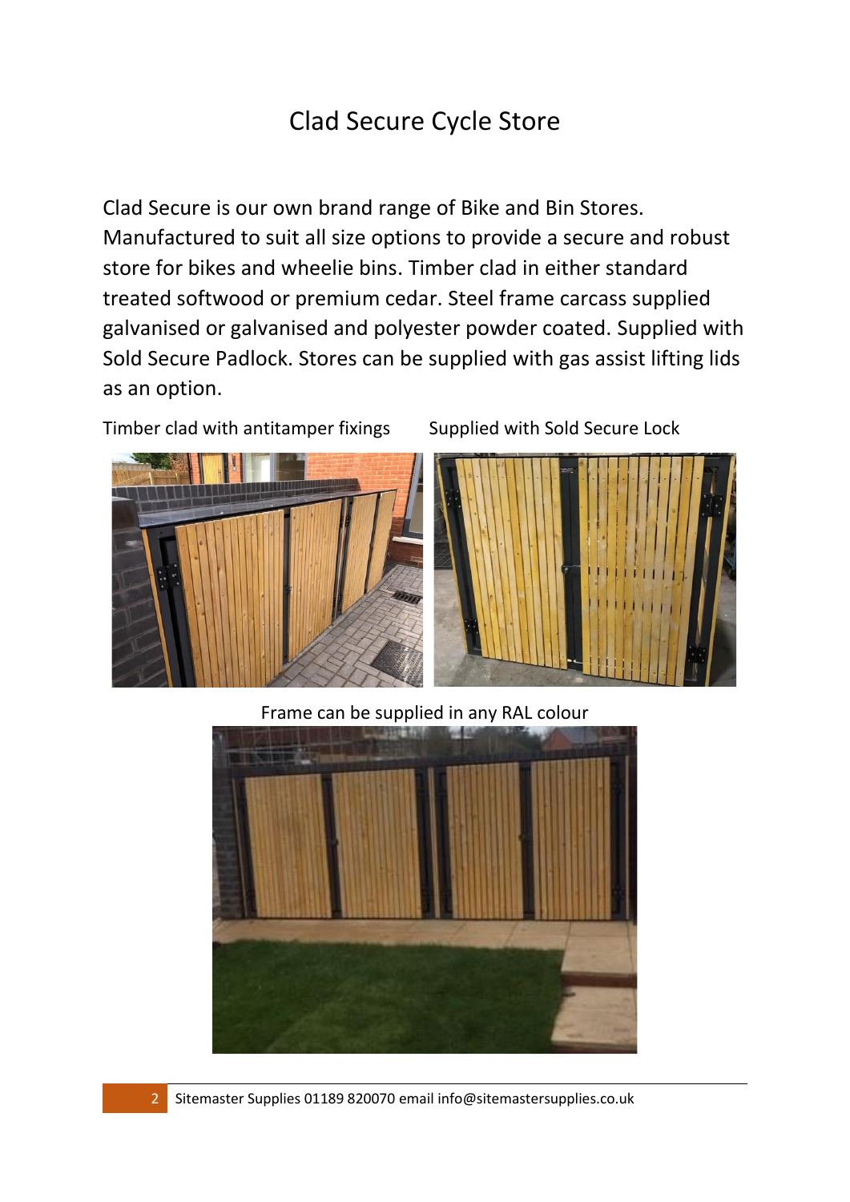# Clad Secure Cycle Store

Clad Secure is our own brand range of Bike and Bin Stores. Manufactured to suit all size options to provide a secure and robust store for bikes and wheelie bins. Timber clad in either standard treated softwood or premium cedar. Steel frame carcass supplied galvanised or galvanised and polyester powder coated. Supplied with Sold Secure Padlock. Stores can be supplied with gas assist lifting lids as an option.

Timber clad with antitamper fixings

Supplied with Sold Secure Lock

Frame can be supplied in any RAL colour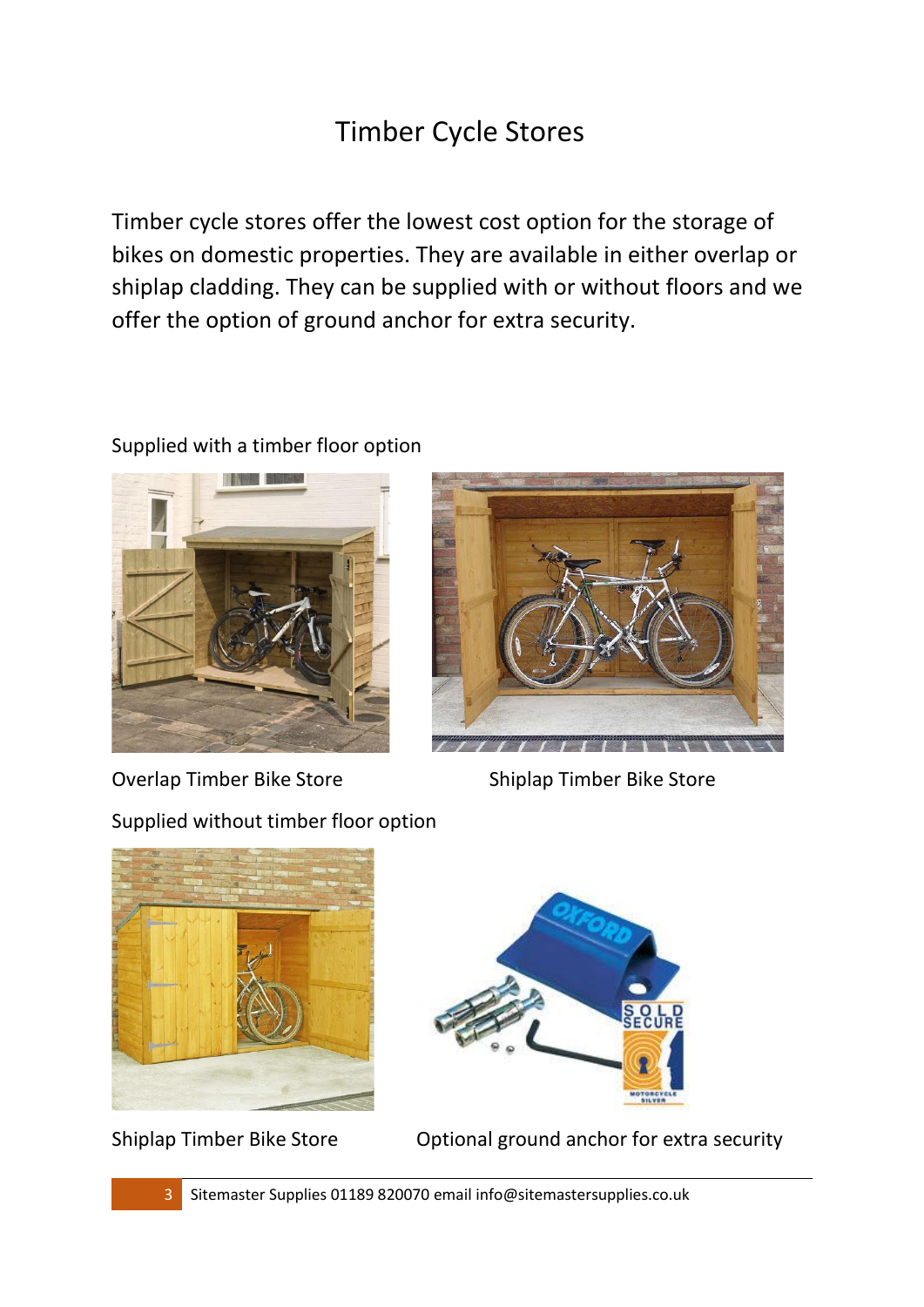# Timber Cycle Stores

Timber cycle stores offer the lowest cost option for the storage of bikes on domestic properties. They are available in either overlap or shiplap cladding. They can be supplied with or without floors and we offer the option of ground anchor for extra security.

Supplied with a timber floor option

Overlap Timber Bike Store

Shiplap Timber Bike Store

Supplied without timber floor option

Shiplap Timber Bike Store

Optional ground anchor for extra security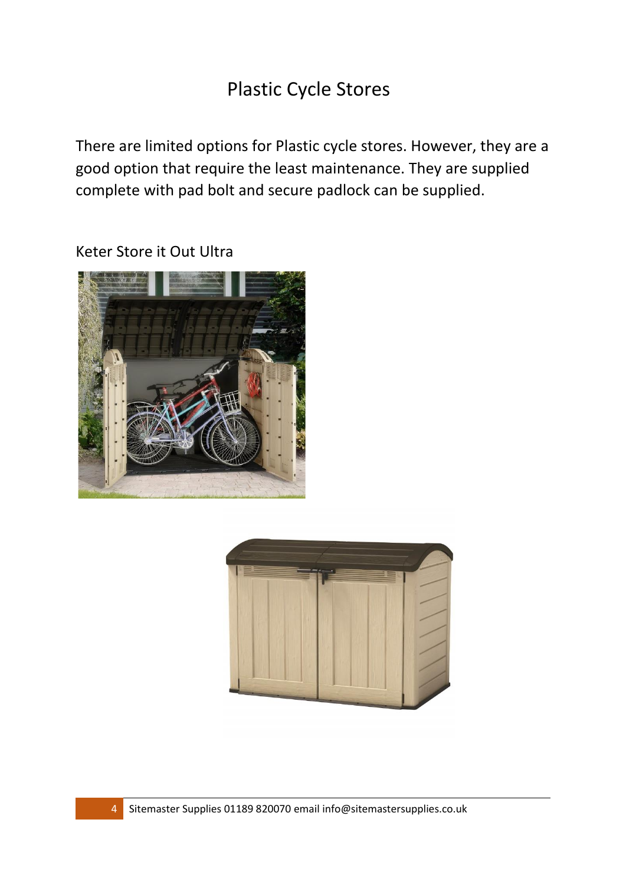# Plastic Cycle Stores

There are limited options for Plastic cycle stores. However, they are a good option that require the least maintenance. They are supplied complete with pad bolt and secure padlock can be supplied.

Keter Store it Out Ultra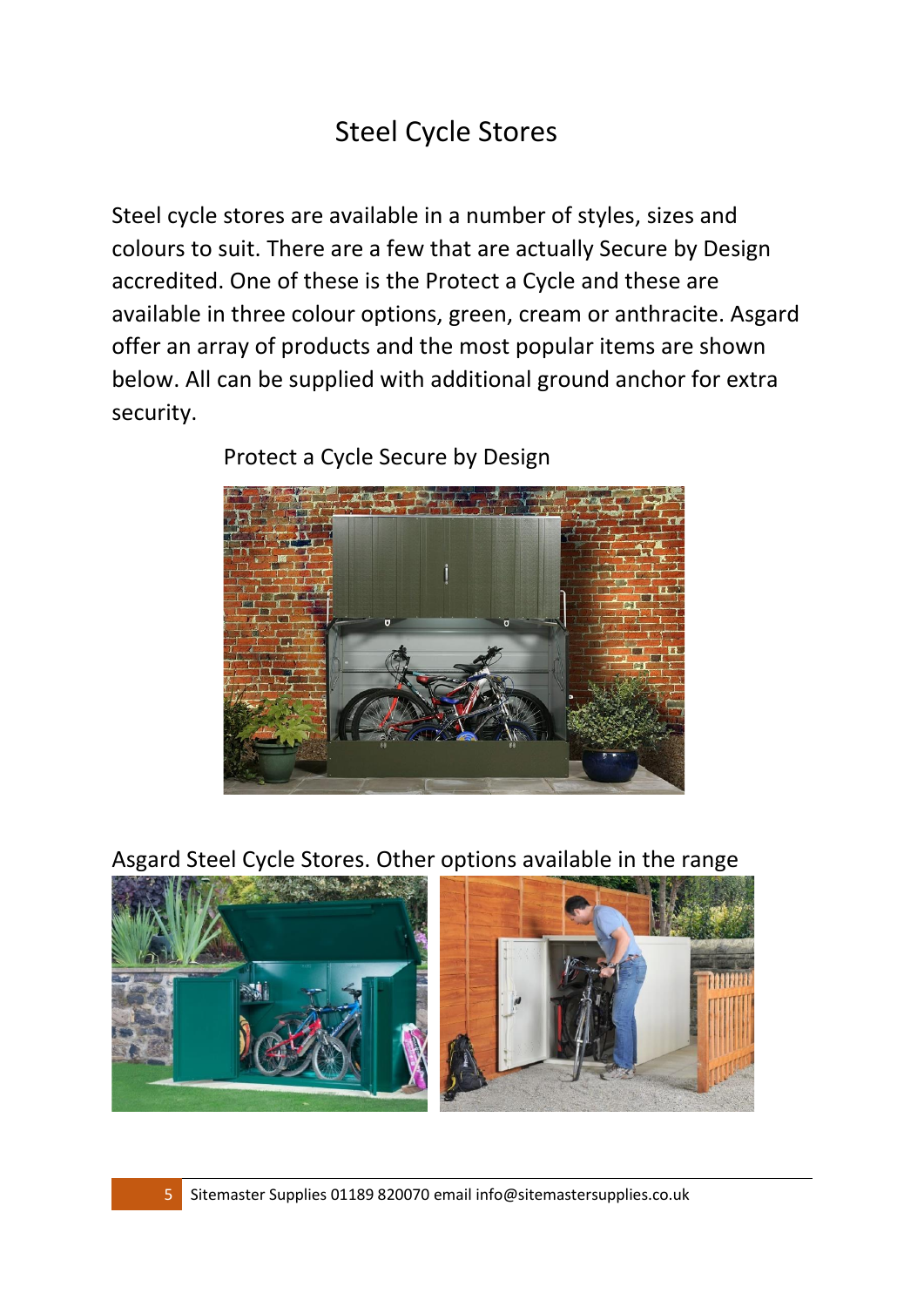# Steel Cycle Stores

Steel cycle stores are available in a number of styles, sizes and colours to suit. There are a few that are actually Secure by Design accredited. One of these is the Protect a Cycle and these are available in three colour options, green, cream or anthracite. Asgard offer an array of products and the most popular items are shown below. All can be supplied with additional ground anchor for extra security.

Protect a Cycle Secure by Design

Asgard Steel Cycle Stores. Other options available in the range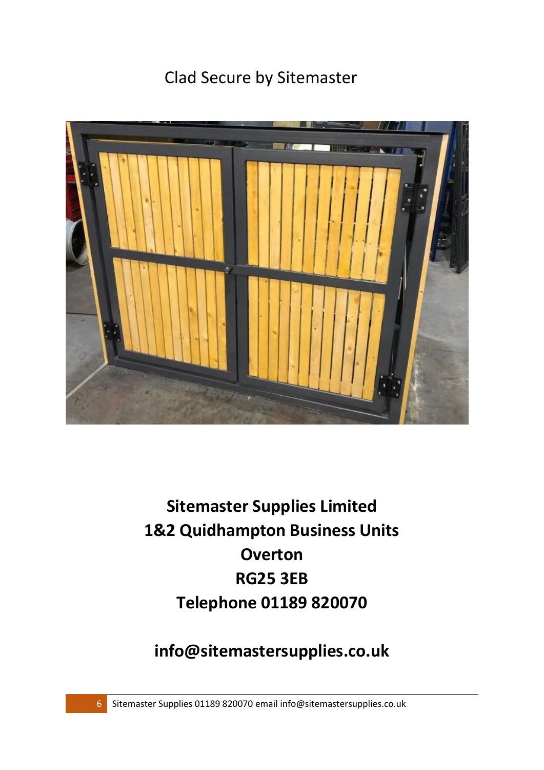Clad Secure by Sitemaster

**Sitemaster Supplies Limited**
**1&2 Quidhampton Business Units**
**Overton**
**RG25 3EB**
**Telephone 01189 820070**

**info@sitemastersupplies.co.uk**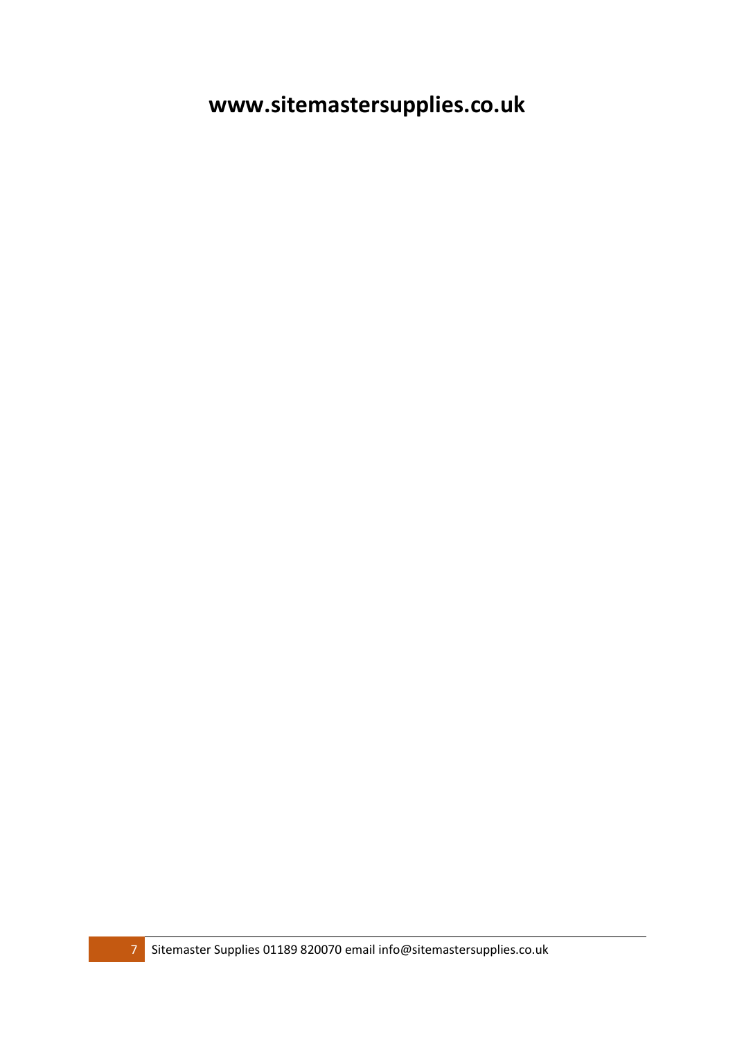**www.sitemastersupplies.co.uk**